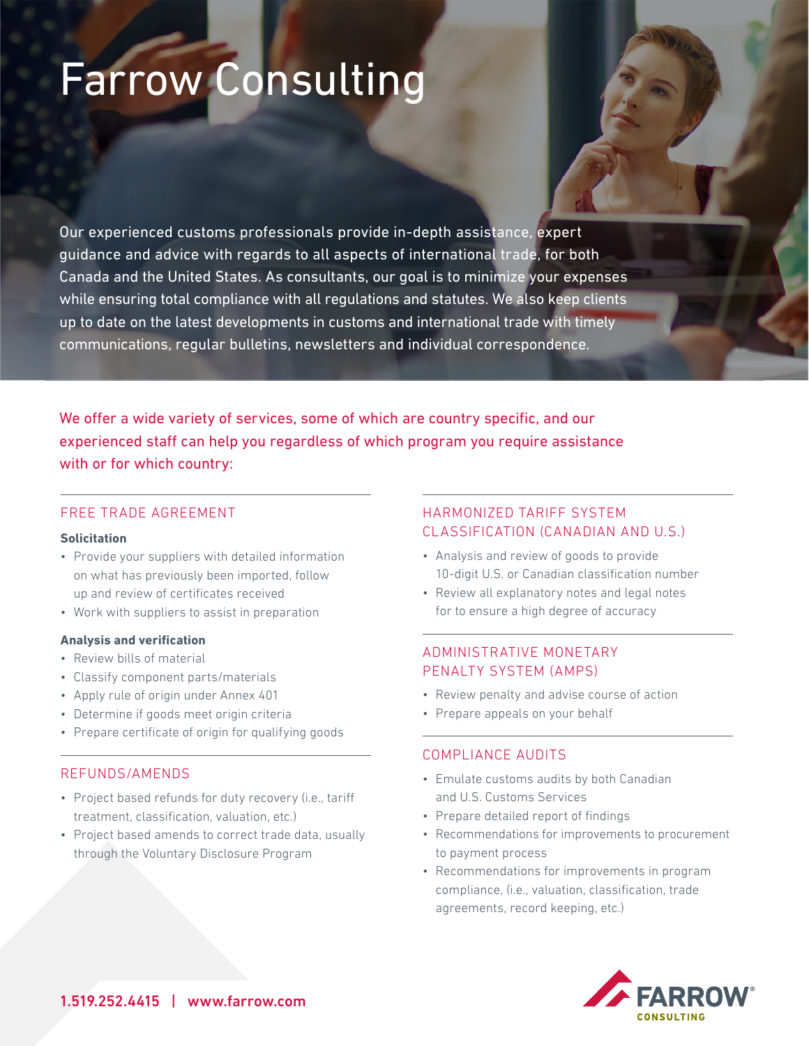# Farrow Consulting

Our experienced customs professionals provide in-depth assistance, expert guidance and advice with regards to all aspects of international trade, for both Canada and the United States. As consultants, our goal is to minimize your expenses while ensuring total compliance with all regulations and statutes. We also keep clients up to date on the latest developments in customs and international trade with timely communications, regular bulletins, newsletters and individual correspondence.

We offer a wide variety of services, some of which are country specific, and our experienced staff can help you regardless of which program you require assistance with or for which country:

## FREE TRADE AGREEMENT

**Solicitation**

- Provide your suppliers with detailed information on what has previously been imported, follow up and review of certificates received
- Work with suppliers to assist in preparation

**Analysis and verification**

- Review bills of material
- Classify component parts/materials
- Apply rule of origin under Annex 401
- Determine if goods meet origin criteria
- Prepare certificate of origin for qualifying goods

## REFUNDS/AMENDS

- Project based refunds for duty recovery (i.e., tariff treatment, classification, valuation, etc.)
- Project based amends to correct trade data, usually through the Voluntary Disclosure Program

## HARMONIZED TARIFF SYSTEM CLASSIFICATION (CANADIAN AND U.S.)

- Analysis and review of goods to provide 10-digit U.S. or Canadian classification number
- Review all explanatory notes and legal notes for to ensure a high degree of accuracy

## ADMINISTRATIVE MONETARY PENALTY SYSTEM (AMPS)

- Review penalty and advise course of action
- Prepare appeals on your behalf

## COMPLIANCE AUDITS

- Emulate customs audits by both Canadian and U.S. Customs Services
- Prepare detailed report of findings
- Recommendations for improvements to procurement to payment process
- Recommendations for improvements in program compliance, (i.e., valuation, classification, trade agreements, record keeping, etc.)

1.519.252.4415 | www.farrow.com

FARROW® CONSULTING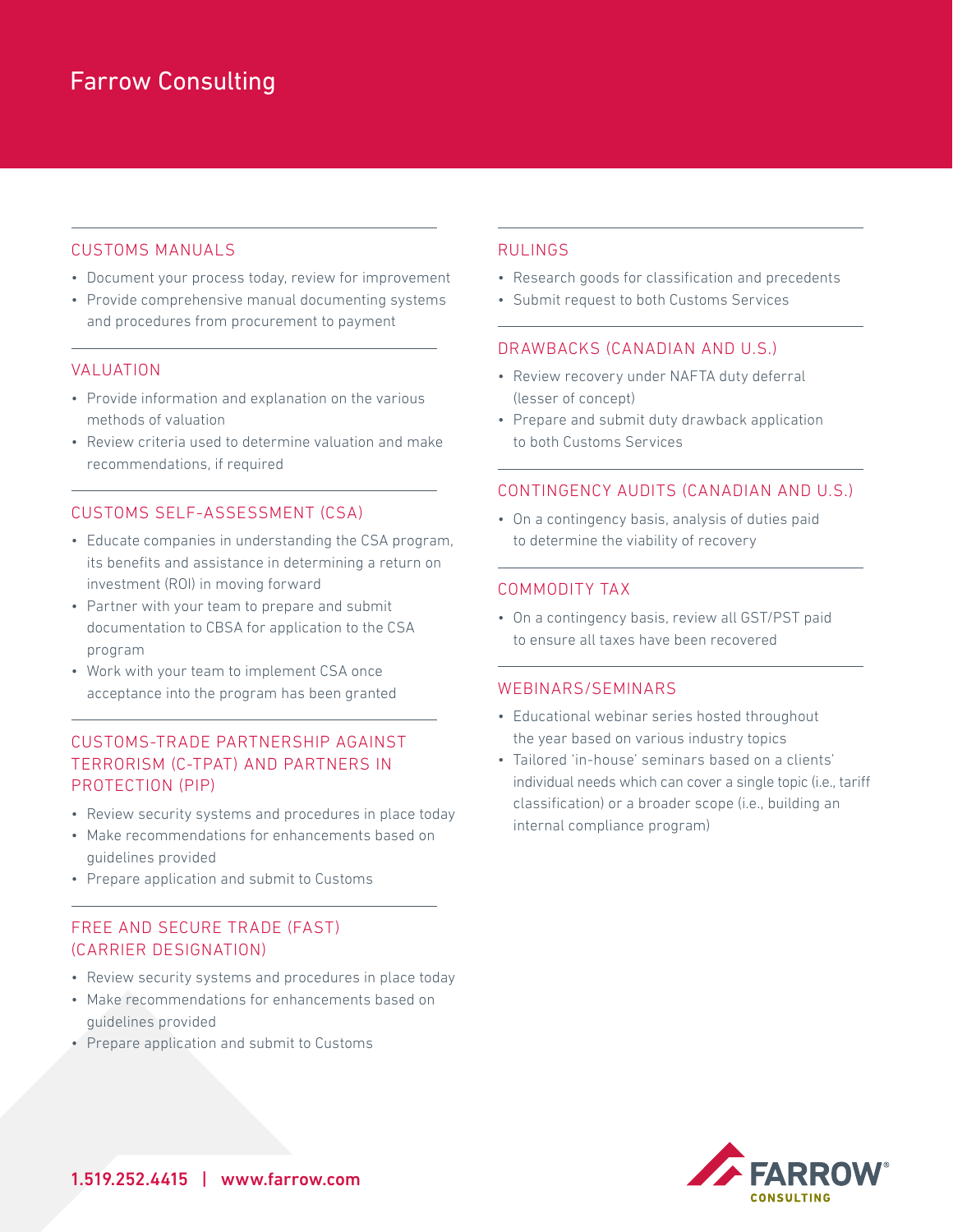# Farrow Consulting

## CUSTOMS MANUALS

- Document your process today, review for improvement
- Provide comprehensive manual documenting systems and procedures from procurement to payment

## VALUATION

- Provide information and explanation on the various methods of valuation
- Review criteria used to determine valuation and make recommendations, if required

## CUSTOMS SELF-ASSESSMENT (CSA)

- Educate companies in understanding the CSA program, its benefits and assistance in determining a return on investment (ROI) in moving forward
- Partner with your team to prepare and submit documentation to CBSA for application to the CSA program
- Work with your team to implement CSA once acceptance into the program has been granted

## CUSTOMS-TRADE PARTNERSHIP AGAINST TERRORISM (C-TPAT) AND PARTNERS IN PROTECTION (PIP)

- Review security systems and procedures in place today
- Make recommendations for enhancements based on guidelines provided
- Prepare application and submit to Customs

## FREE AND SECURE TRADE (FAST) (CARRIER DESIGNATION)

- Review security systems and procedures in place today
- Make recommendations for enhancements based on guidelines provided
- Prepare application and submit to Customs

## RULINGS

- Research goods for classification and precedents
- Submit request to both Customs Services

## DRAWBACKS (CANADIAN AND U.S.)

- Review recovery under NAFTA duty deferral (lesser of concept)
- Prepare and submit duty drawback application to both Customs Services

## CONTINGENCY AUDITS (CANADIAN AND U.S.)

- On a contingency basis, analysis of duties paid to determine the viability of recovery

## COMMODITY TAX

- On a contingency basis, review all GST/PST paid to ensure all taxes have been recovered

## WEBINARS/SEMINARS

- Educational webinar series hosted throughout the year based on various industry topics
- Tailored 'in-house' seminars based on a clients' individual needs which can cover a single topic (i.e., tariff classification) or a broader scope (i.e., building an internal compliance program)

**1.519.252.4415 | www.farrow.com**

FARROW® CONSULTING